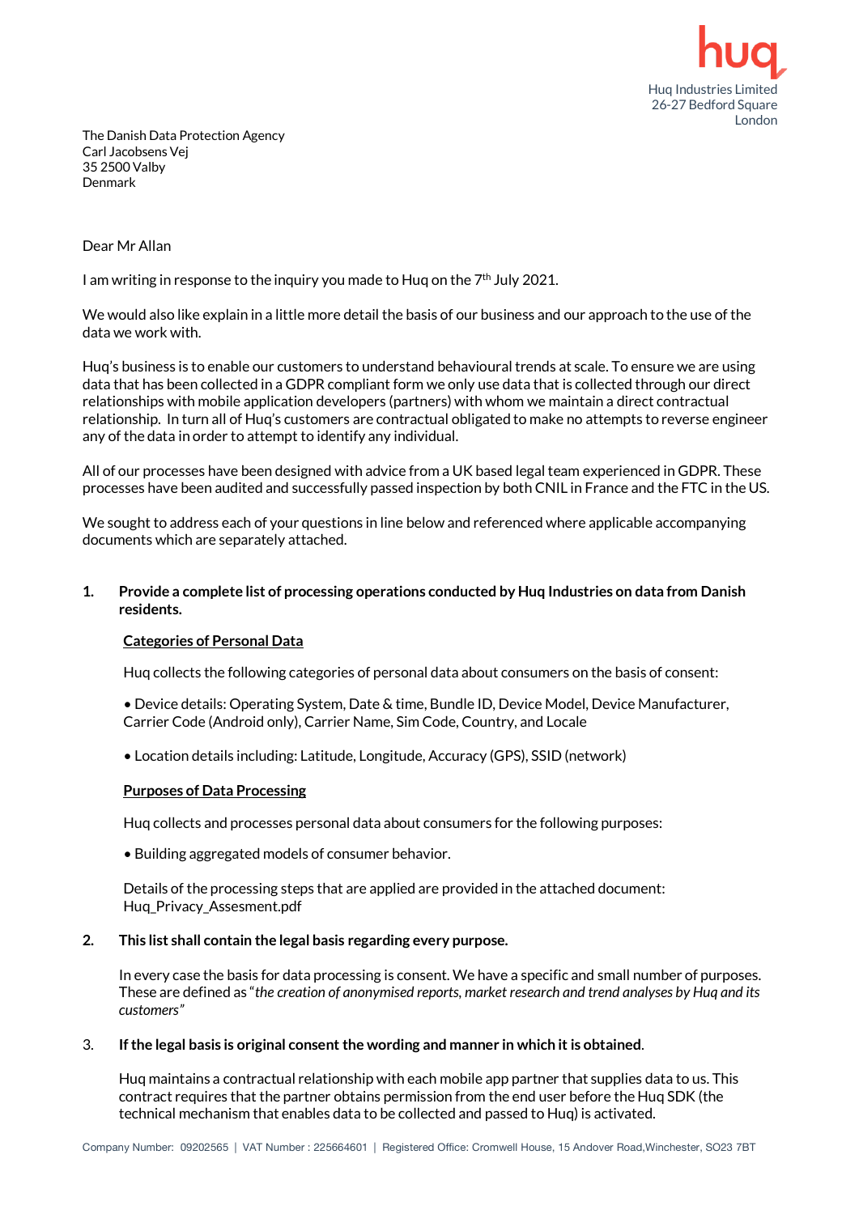huq

Huq Industries Limited
26-27 Bedford Square
London

The Danish Data Protection Agency
Carl Jacobsens Vej
35 2500 Valby
Denmark

Dear Mr Allan

I am writing in response to the inquiry you made to Huq on the 7th July 2021.

We would also like explain in a little more detail the basis of our business and our approach to the use of the data we work with.

Huq's business is to enable our customers to understand behavioural trends at scale. To ensure we are using data that has been collected in a GDPR compliant form we only use data that is collected through our direct relationships with mobile application developers (partners) with whom we maintain a direct contractual relationship. In turn all of Huq's customers are contractual obligated to make no attempts to reverse engineer any of the data in order to attempt to identify any individual.

All of our processes have been designed with advice from a UK based legal team experienced in GDPR. These processes have been audited and successfully passed inspection by both CNIL in France and the FTC in the US.

We sought to address each of your questions in line below and referenced where applicable accompanying documents which are separately attached.

**1. Provide a complete list of processing operations conducted by Huq Industries on data from Danish residents.**

**<u>Categories of Personal Data</u>**

Huq collects the following categories of personal data about consumers on the basis of consent:

- Device details: Operating System, Date & time, Bundle ID, Device Model, Device Manufacturer, Carrier Code (Android only), Carrier Name, Sim Code, Country, and Locale

- Location details including: Latitude, Longitude, Accuracy (GPS), SSID (network)

**<u>Purposes of Data Processing</u>**

Huq collects and processes personal data about consumers for the following purposes:

- Building aggregated models of consumer behavior.

Details of the processing steps that are applied are provided in the attached document: Huq_Privacy_Assesment.pdf

**2. This list shall contain the legal basis regarding every purpose.**

In every case the basis for data processing is consent. We have a specific and small number of purposes. These are defined as "*the creation of anonymised reports, market research and trend analyses by Huq and its customers*"

3. **If the legal basis is original consent the wording and manner in which it is obtained**.

Huq maintains a contractual relationship with each mobile app partner that supplies data to us. This contract requires that the partner obtains permission from the end user before the Huq SDK (the technical mechanism that enables data to be collected and passed to Huq) is activated.

Company Number: 09202565 | VAT Number : 225664601 | Registered Office: Cromwell House, 15 Andover Road,Winchester, SO23 7BT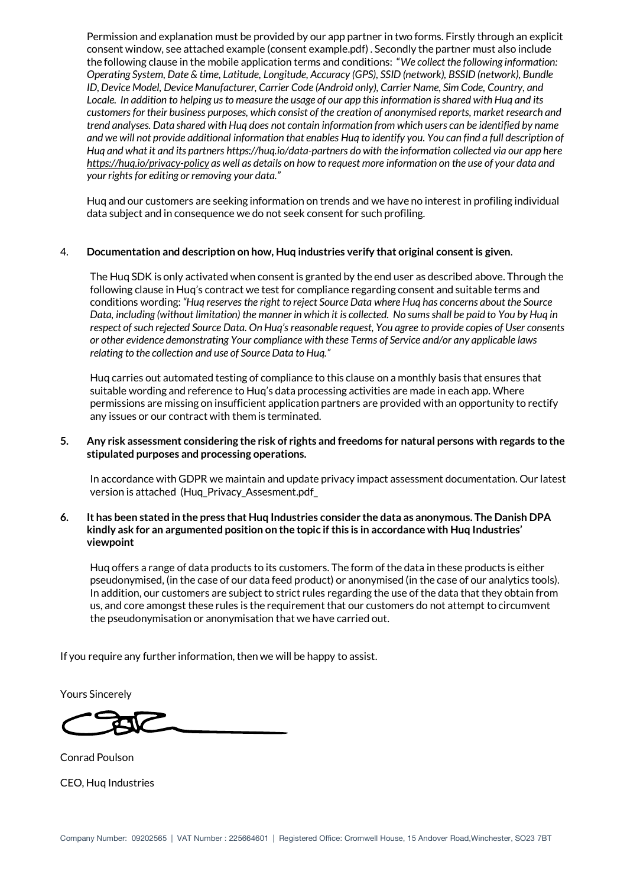Permission and explanation must be provided by our app partner in two forms. Firstly through an explicit consent window, see attached example (consent example.pdf) . Secondly the partner must also include the following clause in the mobile application terms and conditions: "*We collect the following information: Operating System, Date & time, Latitude, Longitude, Accuracy (GPS), SSID (network), BSSID (network), Bundle ID, Device Model, Device Manufacturer, Carrier Code (Android only), Carrier Name, Sim Code, Country, and Locale. In addition to helping us to measure the usage of our app this information is shared with Huq and its customers for their business purposes, which consist of the creation of anonymised reports, market research and trend analyses. Data shared with Huq does not contain information from which users can be identified by name and we will not provide additional information that enables Huq to identify you. You can find a full description of Huq and what it and its partners https://huq.io/data-partners do with the information collected via our app here https://huq.io/privacy-policy as well as details on how to request more information on the use of your data and your rights for editing or removing your data.*"

Huq and our customers are seeking information on trends and we have no interest in profiling individual data subject and in consequence we do not seek consent for such profiling.

4. **Documentation and description on how, Huq industries verify that original consent is given**.

   The Huq SDK is only activated when consent is granted by the end user as described above. Through the following clause in Huq's contract we test for compliance regarding consent and suitable terms and conditions wording: *"Huq reserves the right to reject Source Data where Huq has concerns about the Source Data, including (without limitation) the manner in which it is collected. No sums shall be paid to You by Huq in respect of such rejected Source Data. On Huq's reasonable request, You agree to provide copies of User consents or other evidence demonstrating Your compliance with these Terms of Service and/or any applicable laws relating to the collection and use of Source Data to Huq."*

   Huq carries out automated testing of compliance to this clause on a monthly basis that ensures that suitable wording and reference to Huq's data processing activities are made in each app. Where permissions are missing on insufficient application partners are provided with an opportunity to rectify any issues or our contract with them is terminated.

5. **Any risk assessment considering the risk of rights and freedoms for natural persons with regards to the stipulated purposes and processing operations.**

   In accordance with GDPR we maintain and update privacy impact assessment documentation. Our latest version is attached (Huq_Privacy_Assesment.pdf_

6. **It has been stated in the press that Huq Industries consider the data as anonymous. The Danish DPA kindly ask for an argumented position on the topic if this is in accordance with Huq Industries' viewpoint**

   Huq offers a range of data products to its customers. The form of the data in these products is either pseudonymised, (in the case of our data feed product) or anonymised (in the case of our analytics tools). In addition, our customers are subject to strict rules regarding the use of the data that they obtain from us, and core amongst these rules is the requirement that our customers do not attempt to circumvent the pseudonymisation or anonymisation that we have carried out.

If you require any further information, then we will be happy to assist.

Yours Sincerely

Conrad Poulson

CEO, Huq Industries

Company Number: 09202565 | VAT Number : 225664601 | Registered Office: Cromwell House, 15 Andover Road,Winchester, SO23 7BT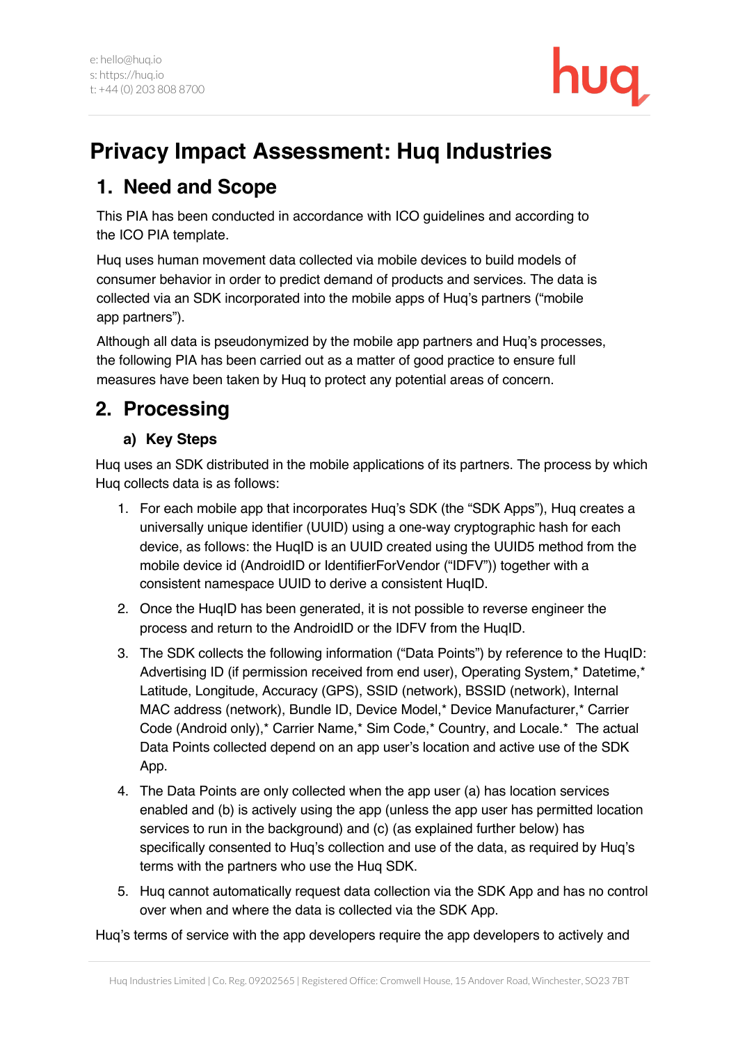# Privacy Impact Assessment: Huq Industries

## 1. Need and Scope

This PIA has been conducted in accordance with ICO guidelines and according to the ICO PIA template.

Huq uses human movement data collected via mobile devices to build models of consumer behavior in order to predict demand of products and services. The data is collected via an SDK incorporated into the mobile apps of Huq's partners ("mobile app partners").

Although all data is pseudonymized by the mobile app partners and Huq's processes, the following PIA has been carried out as a matter of good practice to ensure full measures have been taken by Huq to protect any potential areas of concern.

## 2. Processing

### a) Key Steps

Huq uses an SDK distributed in the mobile applications of its partners. The process by which Huq collects data is as follows:

1. For each mobile app that incorporates Huq's SDK (the "SDK Apps"), Huq creates a universally unique identifier (UUID) using a one-way cryptographic hash for each device, as follows: the HuqID is an UUID created using the UUID5 method from the mobile device id (AndroidID or IdentifierForVendor ("IDFV")) together with a consistent namespace UUID to derive a consistent HuqID.
2. Once the HuqID has been generated, it is not possible to reverse engineer the process and return to the AndroidID or the IDFV from the HuqID.
3. The SDK collects the following information ("Data Points") by reference to the HuqID: Advertising ID (if permission received from end user), Operating System,* Datetime,* Latitude, Longitude, Accuracy (GPS), SSID (network), BSSID (network), Internal MAC address (network), Bundle ID, Device Model,* Device Manufacturer,* Carrier Code (Android only),* Carrier Name,* Sim Code,* Country, and Locale.* The actual Data Points collected depend on an app user's location and active use of the SDK App.
4. The Data Points are only collected when the app user (a) has location services enabled and (b) is actively using the app (unless the app user has permitted location services to run in the background) and (c) (as explained further below) has specifically consented to Huq's collection and use of the data, as required by Huq's terms with the partners who use the Huq SDK.
5. Huq cannot automatically request data collection via the SDK App and has no control over when and where the data is collected via the SDK App.

Huq's terms of service with the app developers require the app developers to actively and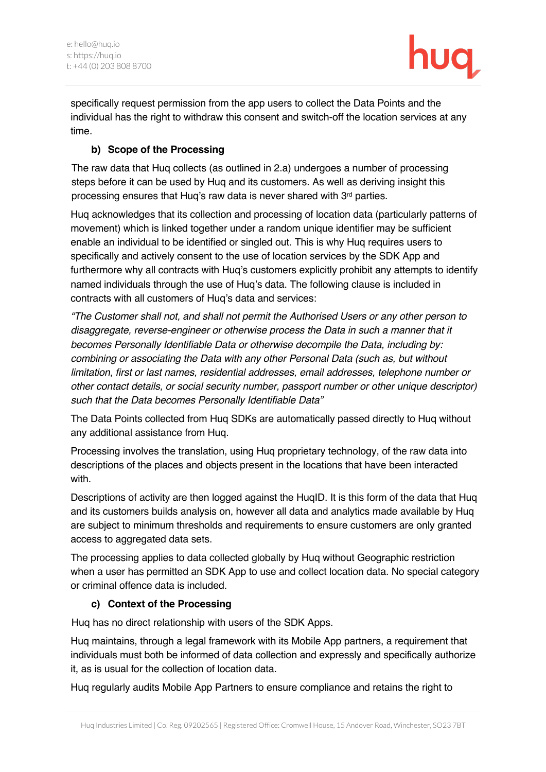specifically request permission from the app users to collect the Data Points and the individual has the right to withdraw this consent and switch-off the location services at any time.

### b) Scope of the Processing

The raw data that Huq collects (as outlined in 2.a) undergoes a number of processing steps before it can be used by Huq and its customers. As well as deriving insight this processing ensures that Huq's raw data is never shared with 3rd parties.

Huq acknowledges that its collection and processing of location data (particularly patterns of movement) which is linked together under a random unique identifier may be sufficient enable an individual to be identified or singled out. This is why Huq requires users to specifically and actively consent to the use of location services by the SDK App and furthermore why all contracts with Huq's customers explicitly prohibit any attempts to identify named individuals through the use of Huq's data. The following clause is included in contracts with all customers of Huq's data and services:

*"The Customer shall not, and shall not permit the Authorised Users or any other person to disaggregate, reverse-engineer or otherwise process the Data in such a manner that it becomes Personally Identifiable Data or otherwise decompile the Data, including by: combining or associating the Data with any other Personal Data (such as, but without limitation, first or last names, residential addresses, email addresses, telephone number or other contact details, or social security number, passport number or other unique descriptor) such that the Data becomes Personally Identifiable Data"*

The Data Points collected from Huq SDKs are automatically passed directly to Huq without any additional assistance from Huq.

Processing involves the translation, using Huq proprietary technology, of the raw data into descriptions of the places and objects present in the locations that have been interacted with.

Descriptions of activity are then logged against the HuqID. It is this form of the data that Huq and its customers builds analysis on, however all data and analytics made available by Huq are subject to minimum thresholds and requirements to ensure customers are only granted access to aggregated data sets.

The processing applies to data collected globally by Huq without Geographic restriction when a user has permitted an SDK App to use and collect location data. No special category or criminal offence data is included.

### c) Context of the Processing

Huq has no direct relationship with users of the SDK Apps.

Huq maintains, through a legal framework with its Mobile App partners, a requirement that individuals must both be informed of data collection and expressly and specifically authorize it, as is usual for the collection of location data.

Huq regularly audits Mobile App Partners to ensure compliance and retains the right to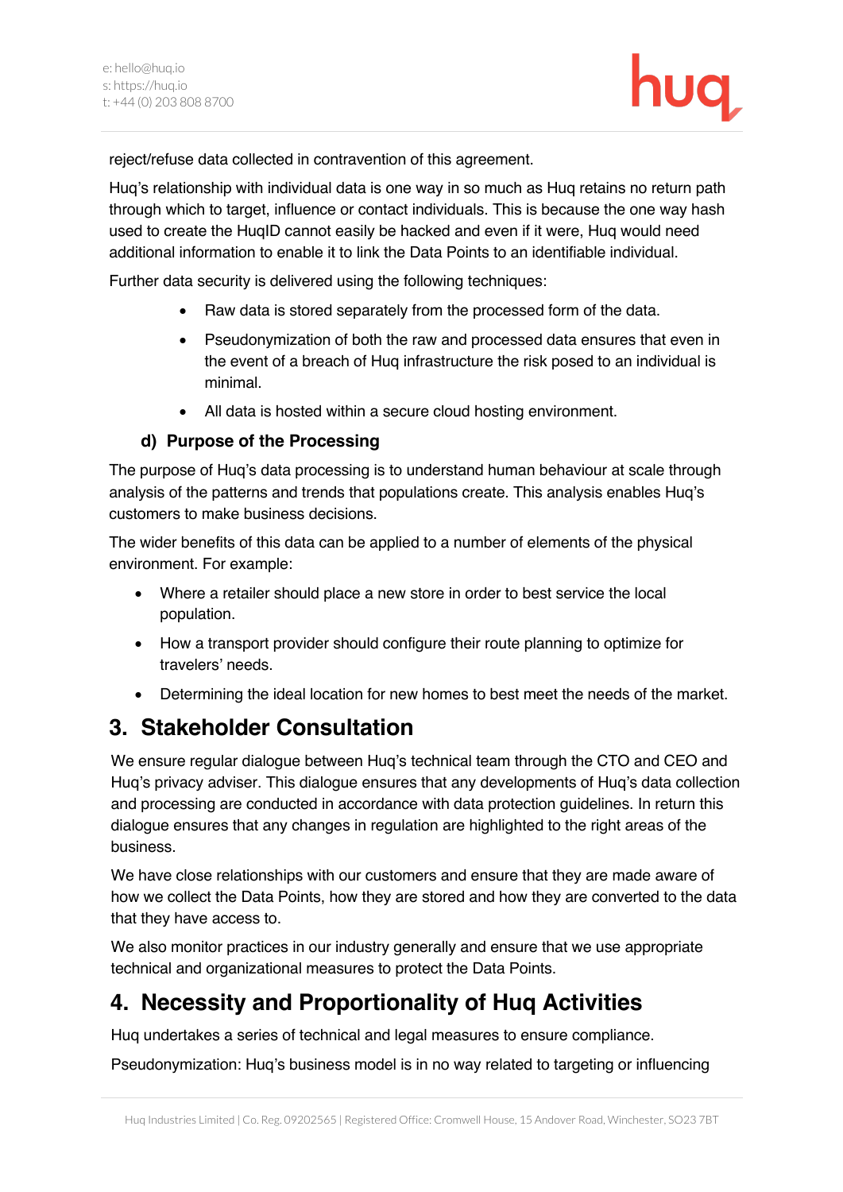reject/refuse data collected in contravention of this agreement.

Huq's relationship with individual data is one way in so much as Huq retains no return path through which to target, influence or contact individuals. This is because the one way hash used to create the HuqID cannot easily be hacked and even if it were, Huq would need additional information to enable it to link the Data Points to an identifiable individual.

Further data security is delivered using the following techniques:

- Raw data is stored separately from the processed form of the data.
- Pseudonymization of both the raw and processed data ensures that even in the event of a breach of Huq infrastructure the risk posed to an individual is minimal.
- All data is hosted within a secure cloud hosting environment.

### d) Purpose of the Processing

The purpose of Huq's data processing is to understand human behaviour at scale through analysis of the patterns and trends that populations create. This analysis enables Huq's customers to make business decisions.

The wider benefits of this data can be applied to a number of elements of the physical environment. For example:

- Where a retailer should place a new store in order to best service the local population.
- How a transport provider should configure their route planning to optimize for travelers' needs.
- Determining the ideal location for new homes to best meet the needs of the market.

## 3. Stakeholder Consultation

We ensure regular dialogue between Huq's technical team through the CTO and CEO and Huq's privacy adviser. This dialogue ensures that any developments of Huq's data collection and processing are conducted in accordance with data protection guidelines. In return this dialogue ensures that any changes in regulation are highlighted to the right areas of the business.

We have close relationships with our customers and ensure that they are made aware of how we collect the Data Points, how they are stored and how they are converted to the data that they have access to.

We also monitor practices in our industry generally and ensure that we use appropriate technical and organizational measures to protect the Data Points.

## 4. Necessity and Proportionality of Huq Activities

Huq undertakes a series of technical and legal measures to ensure compliance.

Pseudonymization: Huq's business model is in no way related to targeting or influencing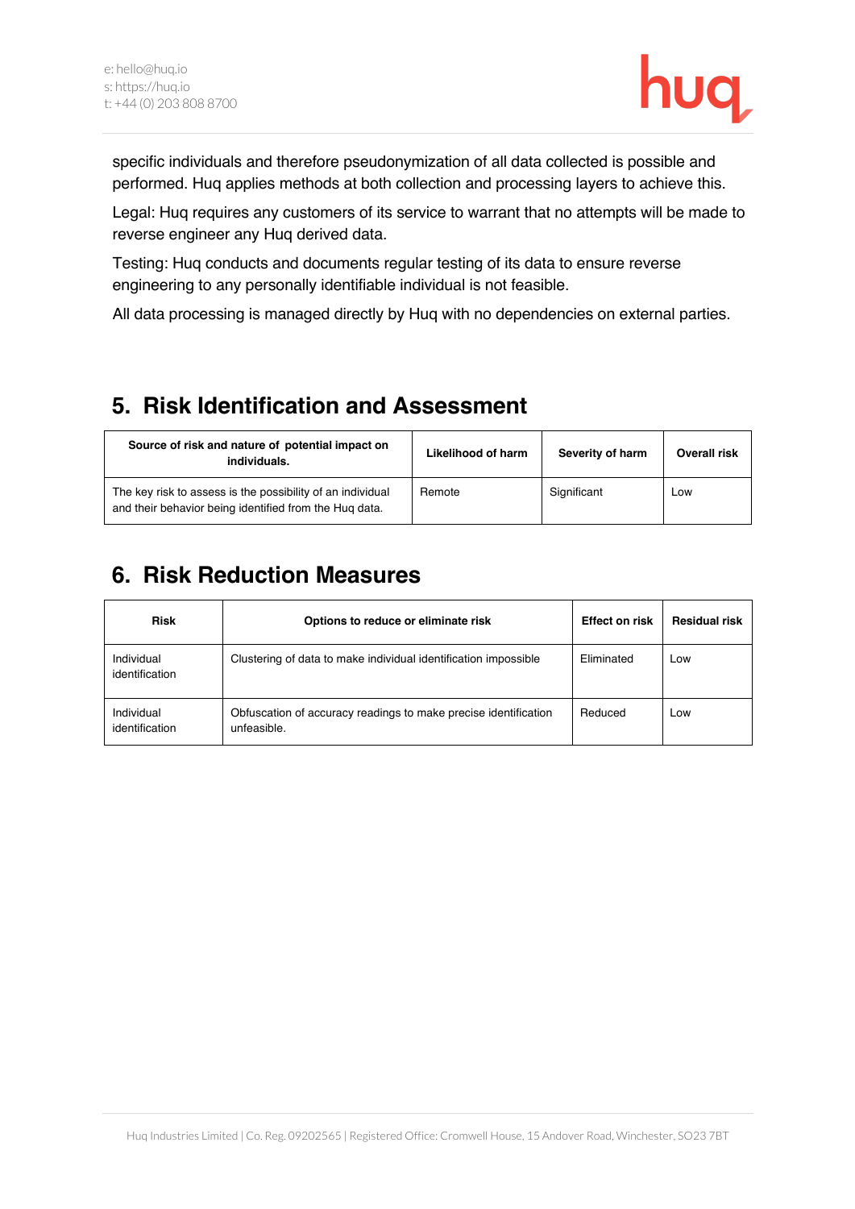specific individuals and therefore pseudonymization of all data collected is possible and performed. Huq applies methods at both collection and processing layers to achieve this.

Legal: Huq requires any customers of its service to warrant that no attempts will be made to reverse engineer any Huq derived data.

Testing: Huq conducts and documents regular testing of its data to ensure reverse engineering to any personally identifiable individual is not feasible.

All data processing is managed directly by Huq with no dependencies on external parties.

## 5. Risk Identification and Assessment

| Source of risk and nature of potential impact on individuals. | Likelihood of harm | Severity of harm | Overall risk |
|---|---|---|---|
| The key risk to assess is the possibility of an individual and their behavior being identified from the Huq data. | Remote | Significant | Low |

## 6. Risk Reduction Measures

| Risk | Options to reduce or eliminate risk | Effect on risk | Residual risk |
|---|---|---|---|
| Individual identification | Clustering of data to make individual identification impossible | Eliminated | Low |
| Individual identification | Obfuscation of accuracy readings to make precise identification unfeasible. | Reduced | Low |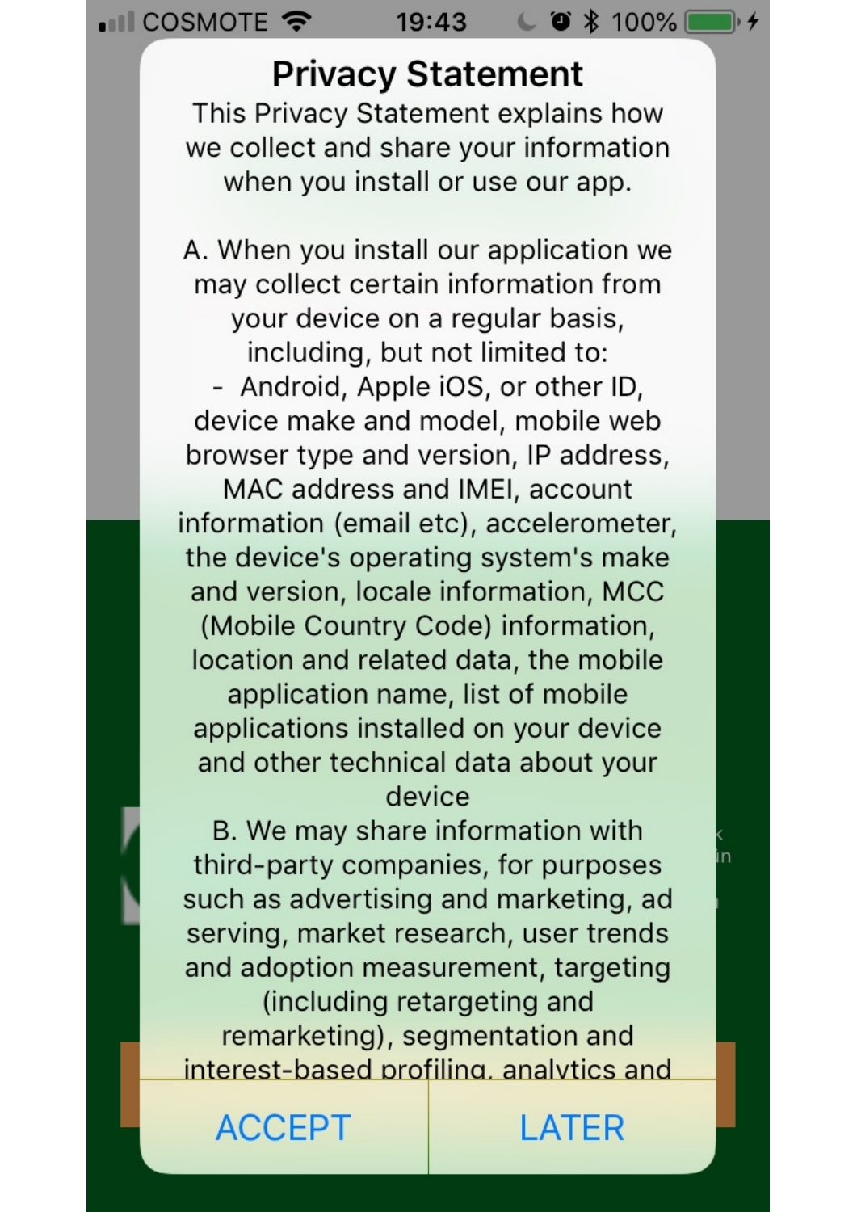# Privacy Statement

This Privacy Statement explains how we collect and share your information when you install or use our app.

A. When you install our application we may collect certain information from your device on a regular basis, including, but not limited to:

- Android, Apple iOS, or other ID, device make and model, mobile web browser type and version, IP address, MAC address and IMEI, account information (email etc), accelerometer, the device's operating system's make and version, locale information, MCC (Mobile Country Code) information, location and related data, the mobile application name, list of mobile applications installed on your device and other technical data about your device

B. We may share information with third-party companies, for purposes such as advertising and marketing, ad serving, market research, user trends and adoption measurement, targeting (including retargeting and remarketing), segmentation and interest-based profiling, analytics and

ACCEPT | LATER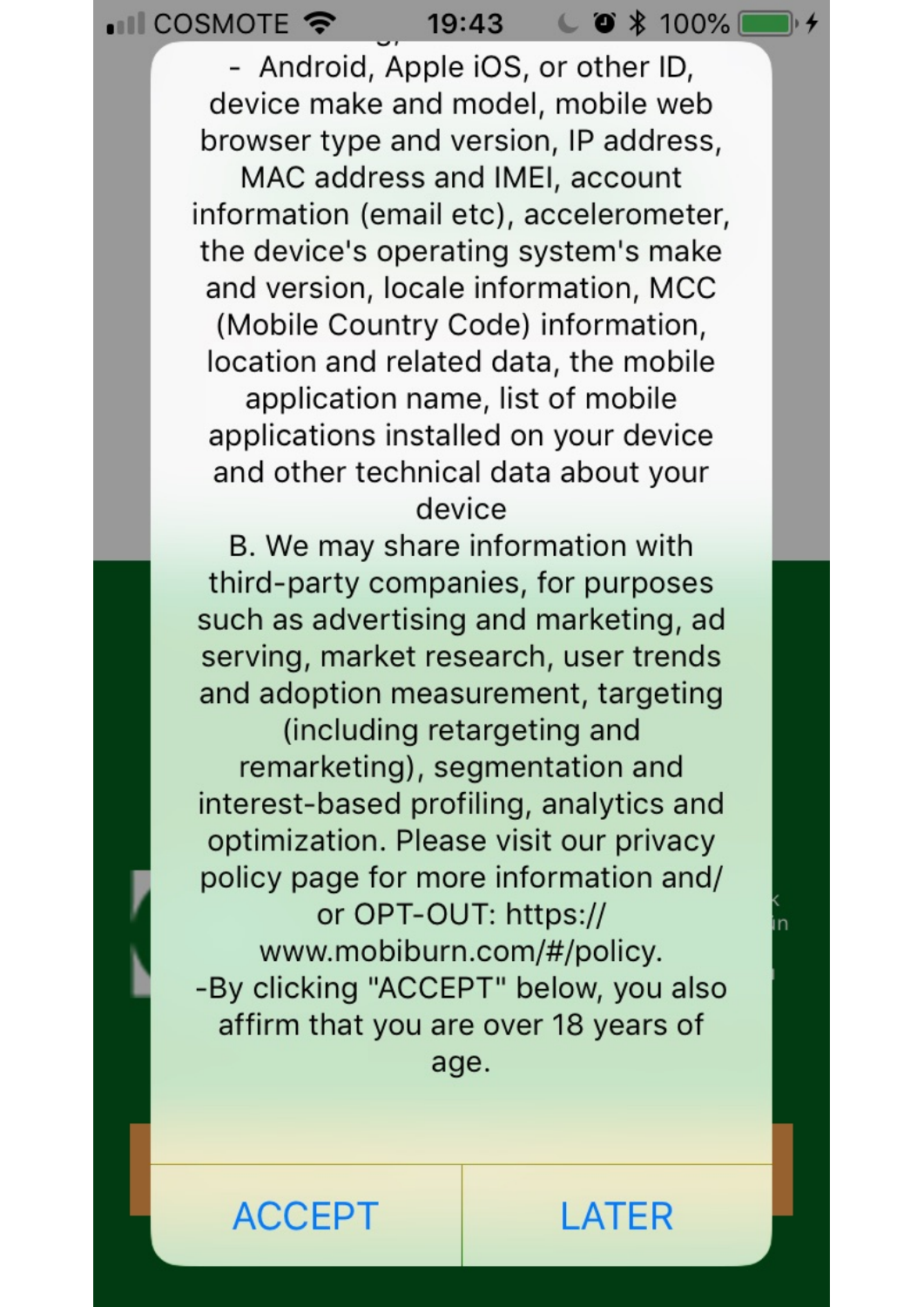- Android, Apple iOS, or other ID, device make and model, mobile web browser type and version, IP address, MAC address and IMEI, account information (email etc), accelerometer, the device's operating system's make and version, locale information, MCC (Mobile Country Code) information, location and related data, the mobile application name, list of mobile applications installed on your device and other technical data about your device

B. We may share information with third-party companies, for purposes such as advertising and marketing, ad serving, market research, user trends and adoption measurement, targeting (including retargeting and remarketing), segmentation and interest-based profiling, analytics and optimization. Please visit our privacy policy page for more information and/or OPT-OUT: https://www.mobiburn.com/#/policy.

-By clicking "ACCEPT" below, you also affirm that you are over 18 years of age.

ACCEPT | LATER